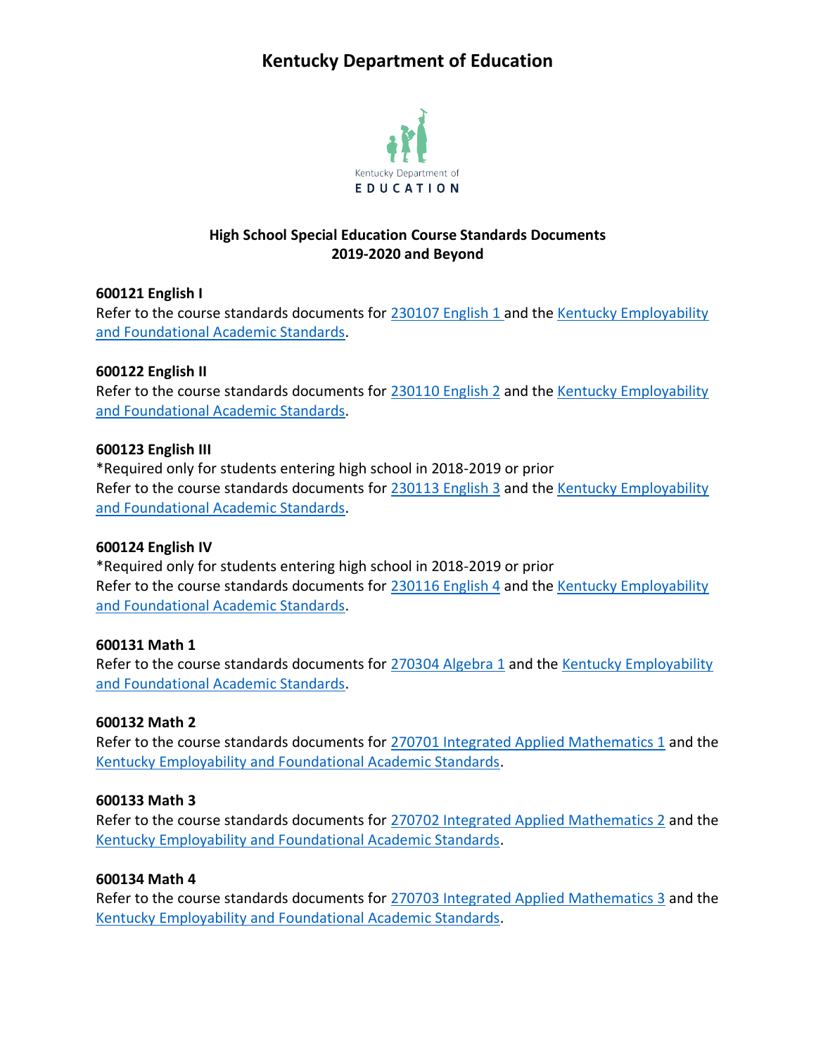# Kentucky Department of Education

Kentucky Department of
EDUCATION

**High School Special Education Course Standards Documents**
**2019-2020 and Beyond**

**600121 English I**
Refer to the course standards documents for 230107 English 1 and the Kentucky Employability and Foundational Academic Standards.

**600122 English II**
Refer to the course standards documents for 230110 English 2 and the Kentucky Employability and Foundational Academic Standards.

**600123 English III**
*Required only for students entering high school in 2018-2019 or prior
Refer to the course standards documents for 230113 English 3 and the Kentucky Employability and Foundational Academic Standards.

**600124 English IV**
*Required only for students entering high school in 2018-2019 or prior
Refer to the course standards documents for 230116 English 4 and the Kentucky Employability and Foundational Academic Standards.

**600131 Math 1**
Refer to the course standards documents for 270304 Algebra 1 and the Kentucky Employability and Foundational Academic Standards.

**600132 Math 2**
Refer to the course standards documents for 270701 Integrated Applied Mathematics 1 and the Kentucky Employability and Foundational Academic Standards.

**600133 Math 3**
Refer to the course standards documents for 270702 Integrated Applied Mathematics 2 and the Kentucky Employability and Foundational Academic Standards.

**600134 Math 4**
Refer to the course standards documents for 270703 Integrated Applied Mathematics 3 and the Kentucky Employability and Foundational Academic Standards.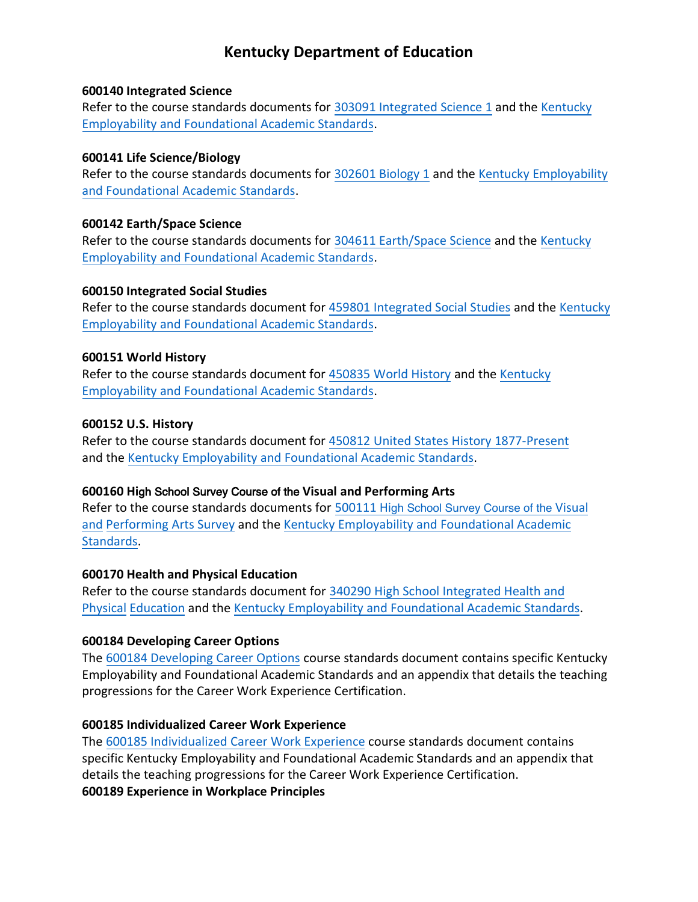# Kentucky Department of Education

**600140 Integrated Science**
Refer to the course standards documents for 303091 Integrated Science 1 and the Kentucky Employability and Foundational Academic Standards.

**600141 Life Science/Biology**
Refer to the course standards documents for 302601 Biology 1 and the Kentucky Employability and Foundational Academic Standards.

**600142 Earth/Space Science**
Refer to the course standards documents for 304611 Earth/Space Science and the Kentucky Employability and Foundational Academic Standards.

**600150 Integrated Social Studies**
Refer to the course standards document for 459801 Integrated Social Studies and the Kentucky Employability and Foundational Academic Standards.

**600151 World History**
Refer to the course standards document for 450835 World History and the Kentucky Employability and Foundational Academic Standards.

**600152 U.S. History**
Refer to the course standards document for 450812 United States History 1877-Present and the Kentucky Employability and Foundational Academic Standards.

**600160 High School Survey Course of the Visual and Performing Arts**
Refer to the course standards documents for 500111 High School Survey Course of the Visual and Performing Arts Survey and the Kentucky Employability and Foundational Academic Standards.

**600170 Health and Physical Education**
Refer to the course standards document for 340290 High School Integrated Health and Physical Education and the Kentucky Employability and Foundational Academic Standards.

**600184 Developing Career Options**
The 600184 Developing Career Options course standards document contains specific Kentucky Employability and Foundational Academic Standards and an appendix that details the teaching progressions for the Career Work Experience Certification.

**600185 Individualized Career Work Experience**
The 600185 Individualized Career Work Experience course standards document contains specific Kentucky Employability and Foundational Academic Standards and an appendix that details the teaching progressions for the Career Work Experience Certification.

**600189 Experience in Workplace Principles**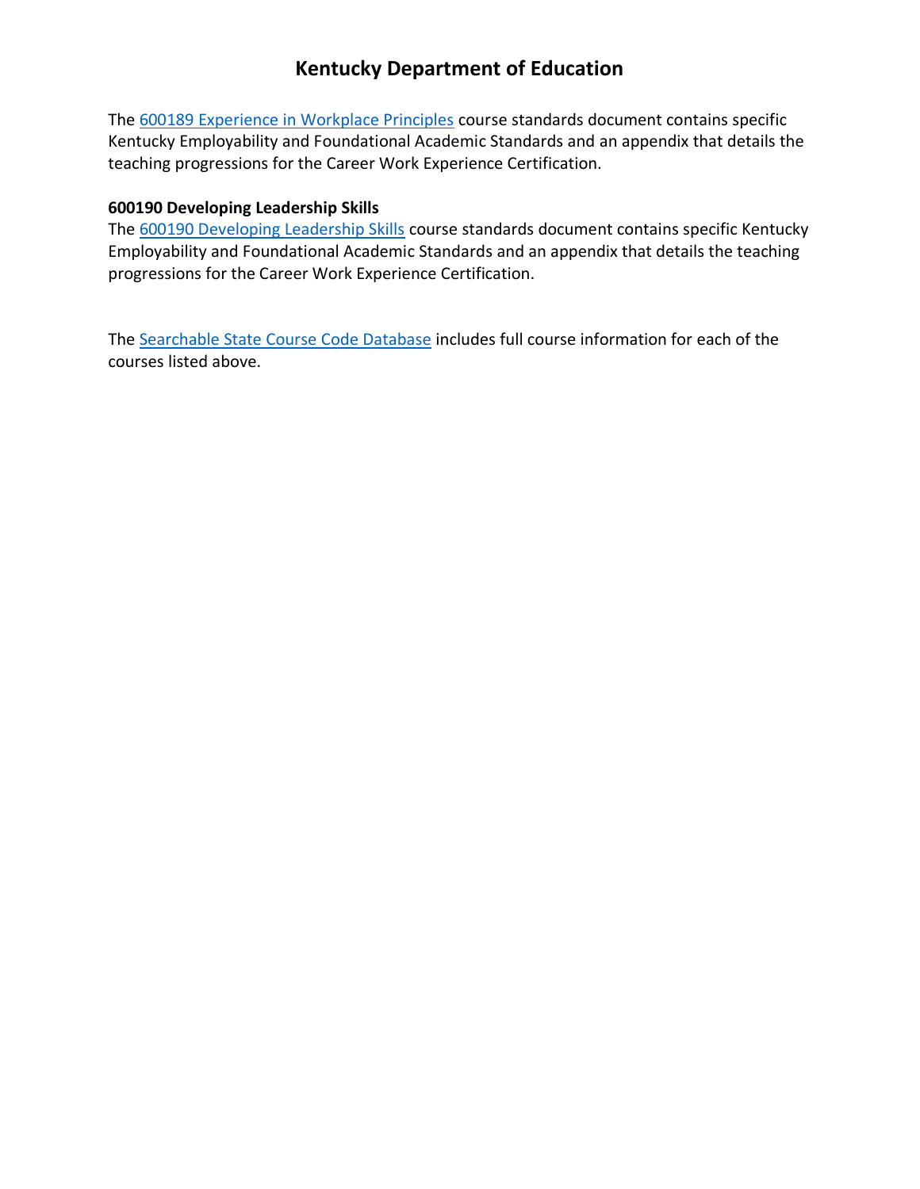# Kentucky Department of Education

The 600189 Experience in Workplace Principles course standards document contains specific Kentucky Employability and Foundational Academic Standards and an appendix that details the teaching progressions for the Career Work Experience Certification.

**600190 Developing Leadership Skills**

The 600190 Developing Leadership Skills course standards document contains specific Kentucky Employability and Foundational Academic Standards and an appendix that details the teaching progressions for the Career Work Experience Certification.

The Searchable State Course Code Database includes full course information for each of the courses listed above.